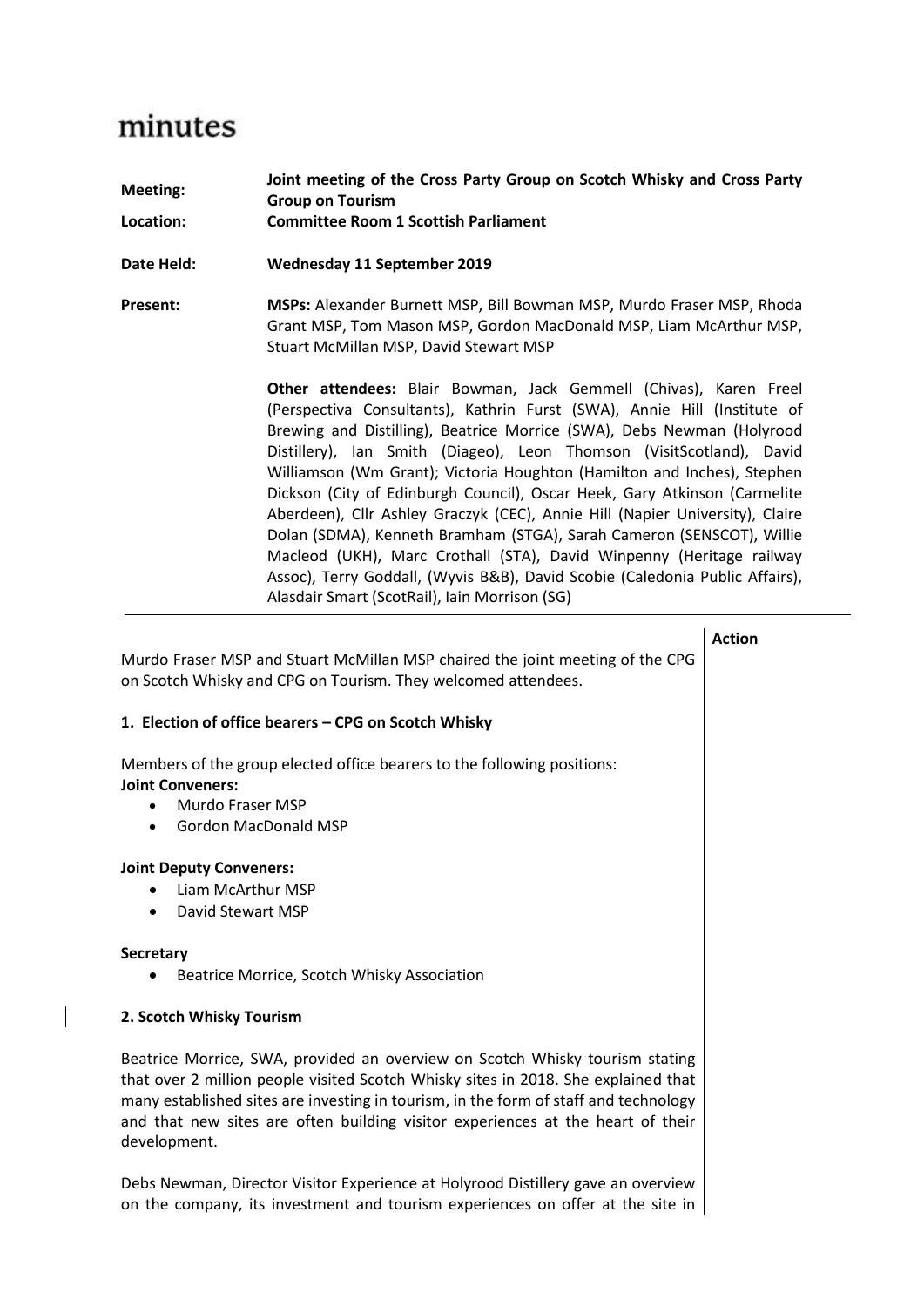# minutes

| | |
|---|---|
| **Meeting:** | **Joint meeting of the Cross Party Group on Scotch Whisky and Cross Party Group on Tourism** |
| **Location:** | **Committee Room 1 Scottish Parliament** |
| **Date Held:** | **Wednesday 11 September 2019** |
| **Present:** | **MSPs:** Alexander Burnett MSP, Bill Bowman MSP, Murdo Fraser MSP, Rhoda Grant MSP, Tom Mason MSP, Gordon MacDonald MSP, Liam McArthur MSP, Stuart McMillan MSP, David Stewart MSP<br><br>**Other attendees:** Blair Bowman, Jack Gemmell (Chivas), Karen Freel (Perspectiva Consultants), Kathrin Furst (SWA), Annie Hill (Institute of Brewing and Distilling), Beatrice Morrice (SWA), Debs Newman (Holyrood Distillery), Ian Smith (Diageo), Leon Thomson (VisitScotland), David Williamson (Wm Grant); Victoria Houghton (Hamilton and Inches), Stephen Dickson (City of Edinburgh Council), Oscar Heek, Gary Atkinson (Carmelite Aberdeen), Cllr Ashley Graczyk (CEC), Annie Hill (Napier University), Claire Dolan (SDMA), Kenneth Bramham (STGA), Sarah Cameron (SENSCOT), Willie Macleod (UKH), Marc Crothall (STA), David Winpenny (Heritage railway Assoc), Terry Goddall, (Wyvis B&B), David Scobie (Caledonia Public Affairs), Alasdair Smart (ScotRail), Iain Morrison (SG) |

**Action**

Murdo Fraser MSP and Stuart McMillan MSP chaired the joint meeting of the CPG on Scotch Whisky and CPG on Tourism. They welcomed attendees.

**1. Election of office bearers – CPG on Scotch Whisky**

Members of the group elected office bearers to the following positions:

**Joint Conveners:**

- Murdo Fraser MSP
- Gordon MacDonald MSP

**Joint Deputy Conveners:**

- Liam McArthur MSP
- David Stewart MSP

**Secretary**

- Beatrice Morrice, Scotch Whisky Association

**2. Scotch Whisky Tourism**

Beatrice Morrice, SWA, provided an overview on Scotch Whisky tourism stating that over 2 million people visited Scotch Whisky sites in 2018. She explained that many established sites are investing in tourism, in the form of staff and technology and that new sites are often building visitor experiences at the heart of their development.

Debs Newman, Director Visitor Experience at Holyrood Distillery gave an overview on the company, its investment and tourism experiences on offer at the site in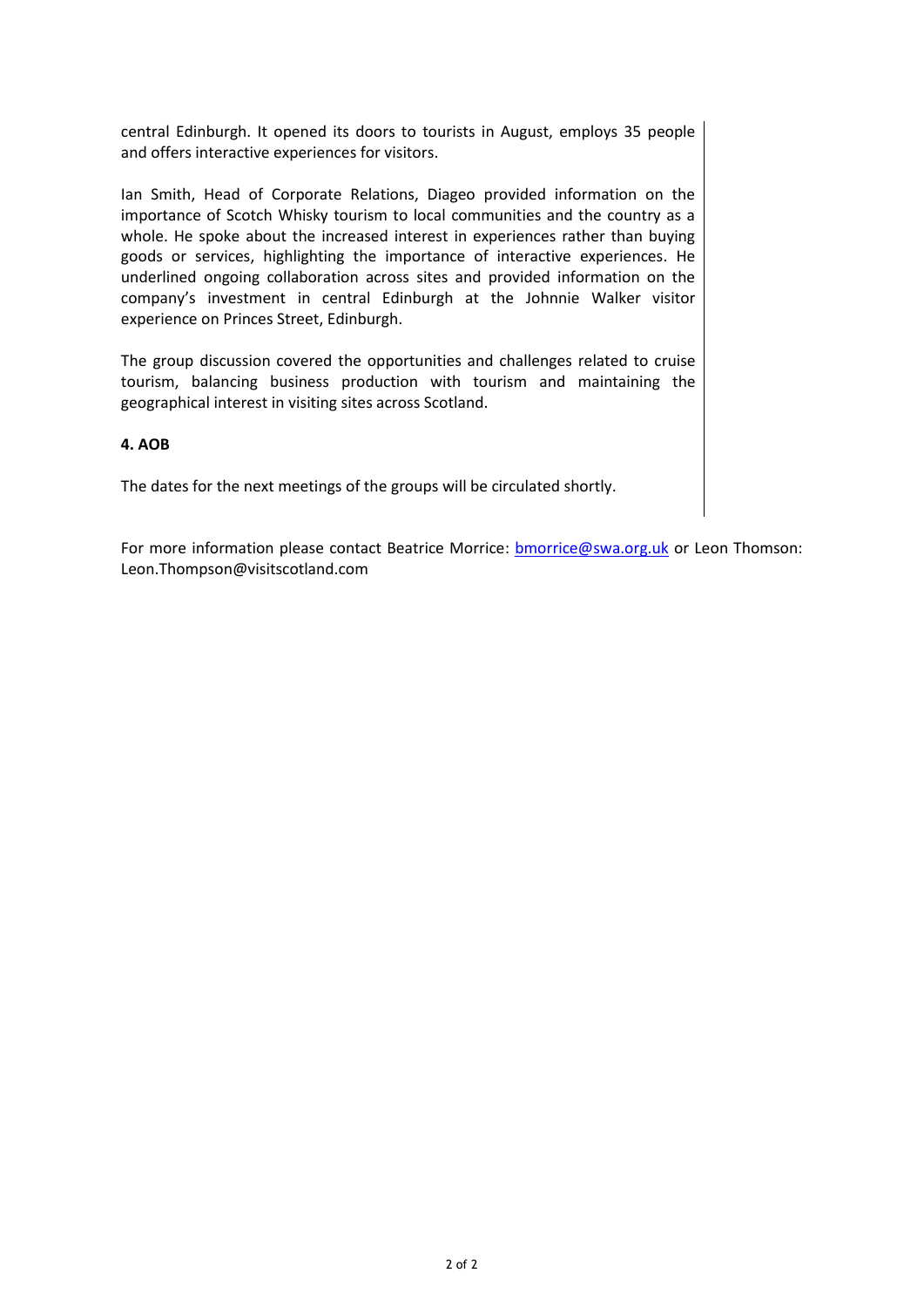central Edinburgh. It opened its doors to tourists in August, employs 35 people and offers interactive experiences for visitors.

Ian Smith, Head of Corporate Relations, Diageo provided information on the importance of Scotch Whisky tourism to local communities and the country as a whole. He spoke about the increased interest in experiences rather than buying goods or services, highlighting the importance of interactive experiences. He underlined ongoing collaboration across sites and provided information on the company's investment in central Edinburgh at the Johnnie Walker visitor experience on Princes Street, Edinburgh.

The group discussion covered the opportunities and challenges related to cruise tourism, balancing business production with tourism and maintaining the geographical interest in visiting sites across Scotland.

**4. AOB**

The dates for the next meetings of the groups will be circulated shortly.

For more information please contact Beatrice Morrice: bmorrice@swa.org.uk or Leon Thomson: Leon.Thompson@visitscotland.com